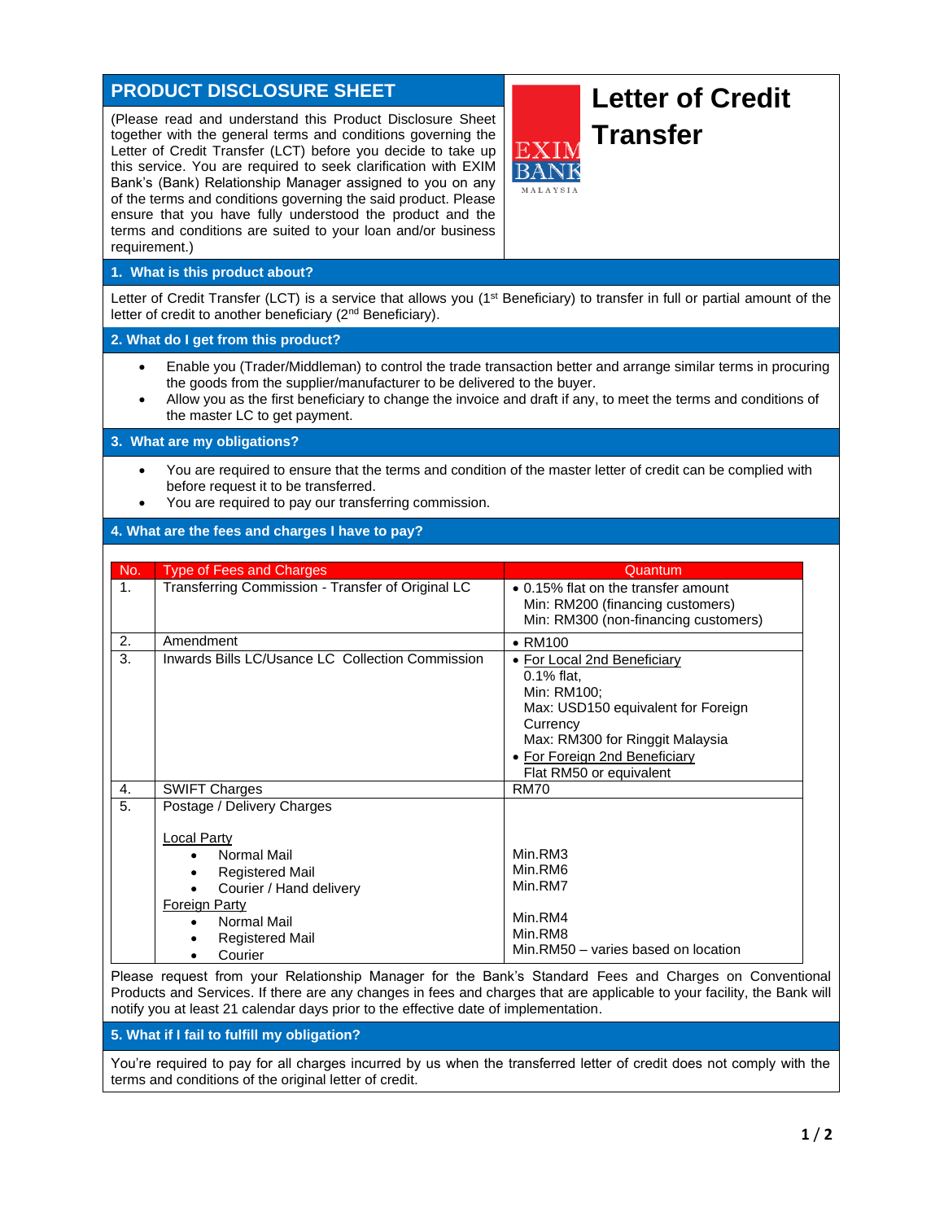## PRODUCT DISCLOSURE SHEET

(Please read and understand this Product Disclosure Sheet together with the general terms and conditions governing the Letter of Credit Transfer (LCT) before you decide to take up this service. You are required to seek clarification with EXIM Bank's (Bank) Relationship Manager assigned to you on any of the terms and conditions governing the said product. Please ensure that you have fully understood the product and the terms and conditions are suited to your loan and/or business requirement.)

EXIM BANK MALAYSIA

# Letter of Credit Transfer

### 1. What is this product about?

Letter of Credit Transfer (LCT) is a service that allows you (1st Beneficiary) to transfer in full or partial amount of the letter of credit to another beneficiary (2nd Beneficiary).

### 2. What do I get from this product?

- Enable you (Trader/Middleman) to control the trade transaction better and arrange similar terms in procuring the goods from the supplier/manufacturer to be delivered to the buyer.
- Allow you as the first beneficiary to change the invoice and draft if any, to meet the terms and conditions of the master LC to get payment.

### 3. What are my obligations?

- You are required to ensure that the terms and condition of the master letter of credit can be complied with before request it to be transferred.
- You are required to pay our transferring commission.

### 4. What are the fees and charges I have to pay?

| No. | Type of Fees and Charges | Quantum |
|---|---|---|
| 1. | Transferring Commission - Transfer of Original LC | • 0.15% flat on the transfer amount<br>Min: RM200 (financing customers)<br>Min: RM300 (non-financing customers) |
| 2. | Amendment | • RM100 |
| 3. | Inwards Bills LC/Usance LC Collection Commission | • For Local 2nd Beneficiary<br>0.1% flat,<br>Min: RM100;<br>Max: USD150 equivalent for Foreign Currency<br>Max: RM300 for Ringgit Malaysia<br>• For Foreign 2nd Beneficiary<br>Flat RM50 or equivalent |
| 4. | SWIFT Charges | RM70 |
| 5. | Postage / Delivery Charges<br><br>Local Party<br>• Normal Mail<br>• Registered Mail<br>• Courier / Hand delivery<br>Foreign Party<br>• Normal Mail<br>• Registered Mail<br>• Courier | <br><br><br>Min.RM3<br>Min.RM6<br>Min.RM7<br><br>Min.RM4<br>Min.RM8<br>Min.RM50 – varies based on location |

Please request from your Relationship Manager for the Bank's Standard Fees and Charges on Conventional Products and Services. If there are any changes in fees and charges that are applicable to your facility, the Bank will notify you at least 21 calendar days prior to the effective date of implementation.

### 5. What if I fail to fulfill my obligation?

You're required to pay for all charges incurred by us when the transferred letter of credit does not comply with the terms and conditions of the original letter of credit.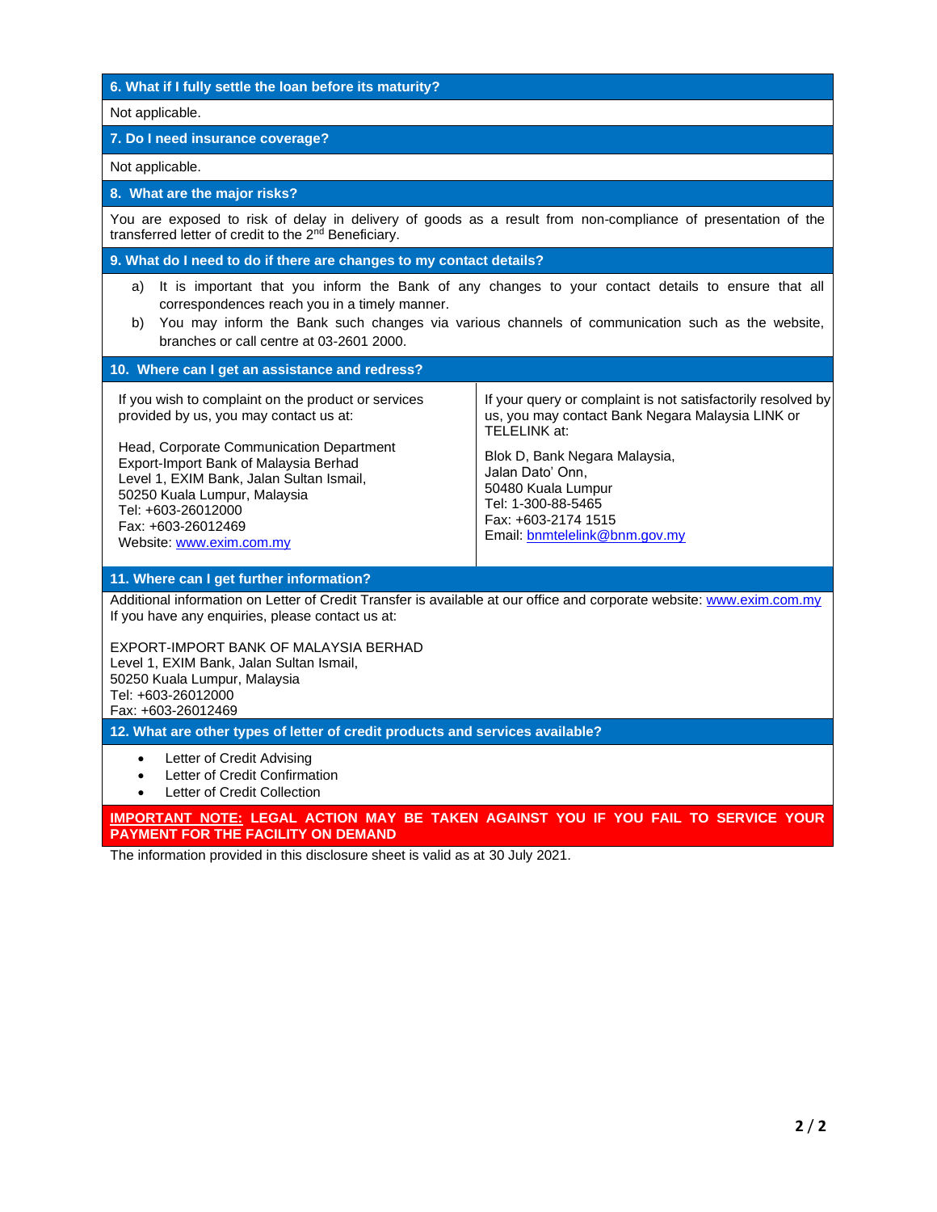## 6. What if I fully settle the loan before its maturity?

Not applicable.

## 7. Do I need insurance coverage?

Not applicable.

## 8. What are the major risks?

You are exposed to risk of delay in delivery of goods as a result from non-compliance of presentation of the transferred letter of credit to the 2nd Beneficiary.

## 9. What do I need to do if there are changes to my contact details?

a) It is important that you inform the Bank of any changes to your contact details to ensure that all correspondences reach you in a timely manner.

b) You may inform the Bank such changes via various channels of communication such as the website, branches or call centre at 03-2601 2000.

## 10. Where can I get an assistance and redress?

If you wish to complaint on the product or services provided by us, you may contact us at:

Head, Corporate Communication Department
Export-Import Bank of Malaysia Berhad
Level 1, EXIM Bank, Jalan Sultan Ismail,
50250 Kuala Lumpur, Malaysia
Tel: +603-26012000
Fax: +603-26012469
Website: www.exim.com.my

If your query or complaint is not satisfactorily resolved by us, you may contact Bank Negara Malaysia LINK or TELELINK at:

Blok D, Bank Negara Malaysia,
Jalan Dato' Onn,
50480 Kuala Lumpur
Tel: 1-300-88-5465
Fax: +603-2174 1515
Email: bnmtelelink@bnm.gov.my

## 11. Where can I get further information?

Additional information on Letter of Credit Transfer is available at our office and corporate website: www.exim.com.my
If you have any enquiries, please contact us at:

EXPORT-IMPORT BANK OF MALAYSIA BERHAD
Level 1, EXIM Bank, Jalan Sultan Ismail,
50250 Kuala Lumpur, Malaysia
Tel: +603-26012000
Fax: +603-26012469

## 12. What are other types of letter of credit products and services available?

- Letter of Credit Advising
- Letter of Credit Confirmation
- Letter of Credit Collection

**IMPORTANT NOTE: LEGAL ACTION MAY BE TAKEN AGAINST YOU IF YOU FAIL TO SERVICE YOUR PAYMENT FOR THE FACILITY ON DEMAND**

The information provided in this disclosure sheet is valid as at 30 July 2021.